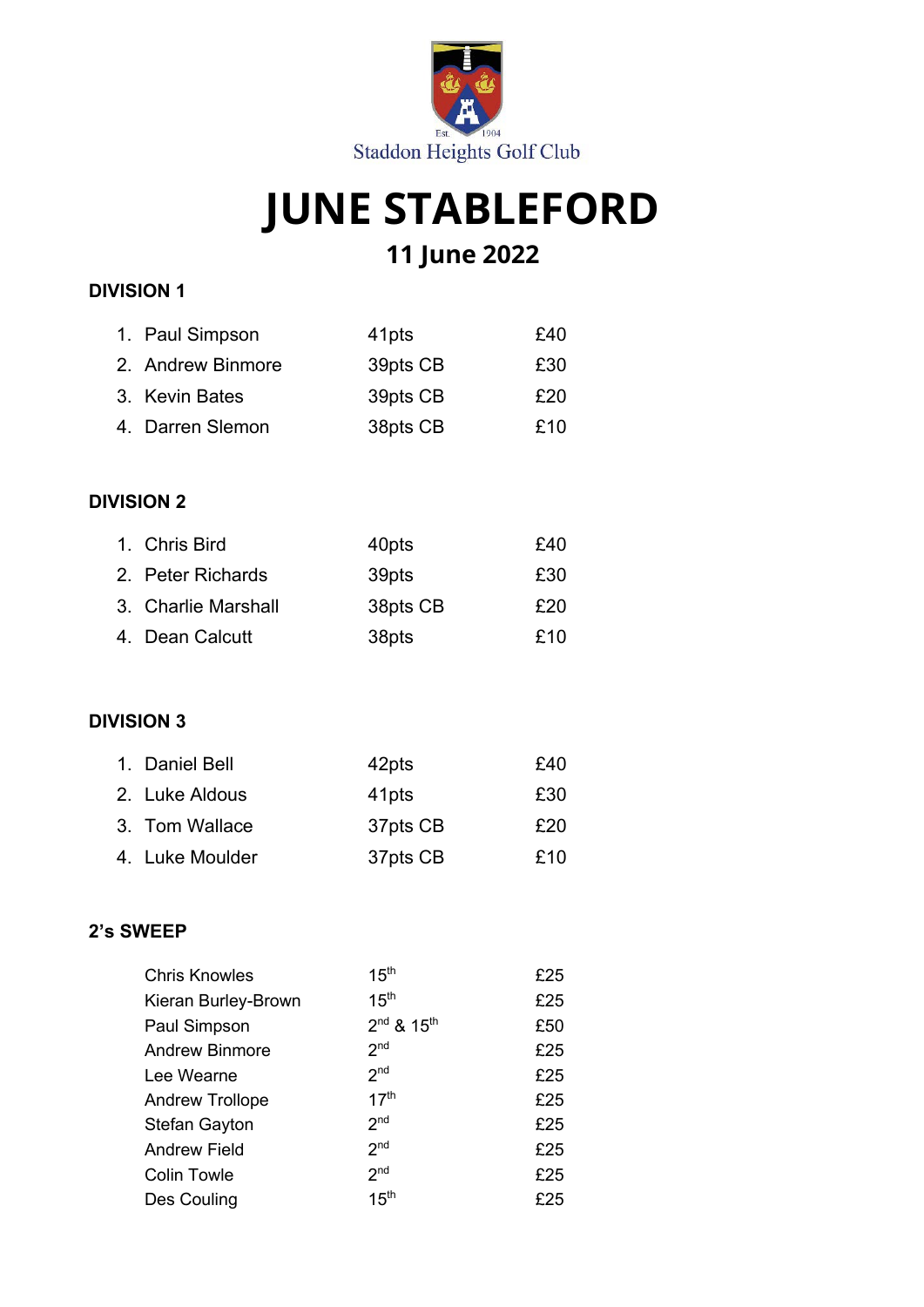Staddon Heights Golf Club

# JUNE STABLEFORD

## 11 June 2022

### DIVISION 1

| | | |
|---|---|---|
| 1. Paul Simpson | 41pts | £40 |
| 2. Andrew Binmore | 39pts CB | £30 |
| 3. Kevin Bates | 39pts CB | £20 |
| 4. Darren Slemon | 38pts CB | £10 |

### DIVISION 2

| | | |
|---|---|---|
| 1. Chris Bird | 40pts | £40 |
| 2. Peter Richards | 39pts | £30 |
| 3. Charlie Marshall | 38pts CB | £20 |
| 4. Dean Calcutt | 38pts | £10 |

### DIVISION 3

| | | |
|---|---|---|
| 1. Daniel Bell | 42pts | £40 |
| 2. Luke Aldous | 41pts | £30 |
| 3. Tom Wallace | 37pts CB | £20 |
| 4. Luke Moulder | 37pts CB | £10 |

### 2's SWEEP

| | | |
|---|---|---|
| Chris Knowles | 15th | £25 |
| Kieran Burley-Brown | 15th | £25 |
| Paul Simpson | 2nd & 15th | £50 |
| Andrew Binmore | 2nd | £25 |
| Lee Wearne | 2nd | £25 |
| Andrew Trollope | 17th | £25 |
| Stefan Gayton | 2nd | £25 |
| Andrew Field | 2nd | £25 |
| Colin Towle | 2nd | £25 |
| Des Couling | 15th | £25 |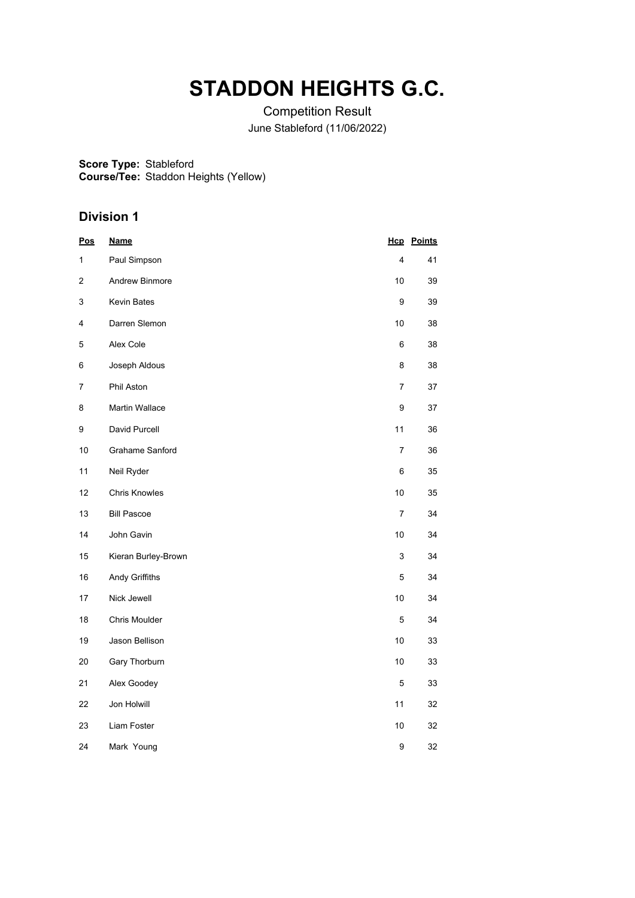# STADDON HEIGHTS G.C.

Competition Result

June Stableford (11/06/2022)

**Score Type:** Stableford
**Course/Tee:** Staddon Heights (Yellow)

## Division 1

| Pos | Name | Hcp | Points |
|---|---|---|---|
| 1 | Paul Simpson | 4 | 41 |
| 2 | Andrew Binmore | 10 | 39 |
| 3 | Kevin Bates | 9 | 39 |
| 4 | Darren Slemon | 10 | 38 |
| 5 | Alex Cole | 6 | 38 |
| 6 | Joseph Aldous | 8 | 38 |
| 7 | Phil Aston | 7 | 37 |
| 8 | Martin Wallace | 9 | 37 |
| 9 | David Purcell | 11 | 36 |
| 10 | Grahame Sanford | 7 | 36 |
| 11 | Neil Ryder | 6 | 35 |
| 12 | Chris Knowles | 10 | 35 |
| 13 | Bill Pascoe | 7 | 34 |
| 14 | John Gavin | 10 | 34 |
| 15 | Kieran Burley-Brown | 3 | 34 |
| 16 | Andy Griffiths | 5 | 34 |
| 17 | Nick Jewell | 10 | 34 |
| 18 | Chris Moulder | 5 | 34 |
| 19 | Jason Bellison | 10 | 33 |
| 20 | Gary Thorburn | 10 | 33 |
| 21 | Alex Goodey | 5 | 33 |
| 22 | Jon Holwill | 11 | 32 |
| 23 | Liam Foster | 10 | 32 |
| 24 | Mark Young | 9 | 32 |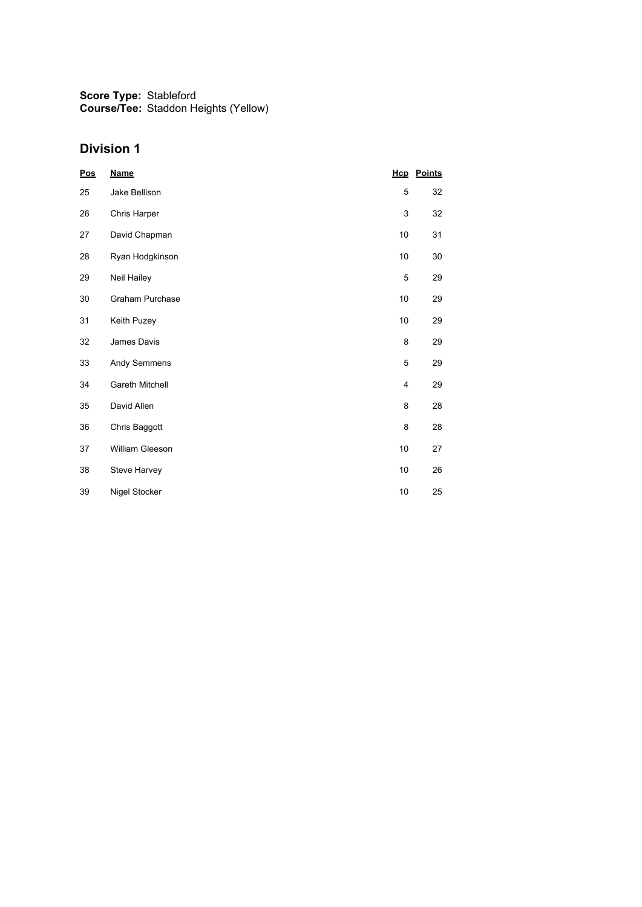**Score Type:** Stableford
**Course/Tee:** Staddon Heights (Yellow)

## Division 1

| Pos | Name | Hcp | Points |
|---|---|---|---|
| 25 | Jake Bellison | 5 | 32 |
| 26 | Chris Harper | 3 | 32 |
| 27 | David Chapman | 10 | 31 |
| 28 | Ryan Hodgkinson | 10 | 30 |
| 29 | Neil Hailey | 5 | 29 |
| 30 | Graham Purchase | 10 | 29 |
| 31 | Keith Puzey | 10 | 29 |
| 32 | James Davis | 8 | 29 |
| 33 | Andy Semmens | 5 | 29 |
| 34 | Gareth Mitchell | 4 | 29 |
| 35 | David Allen | 8 | 28 |
| 36 | Chris Baggott | 8 | 28 |
| 37 | William Gleeson | 10 | 27 |
| 38 | Steve Harvey | 10 | 26 |
| 39 | Nigel Stocker | 10 | 25 |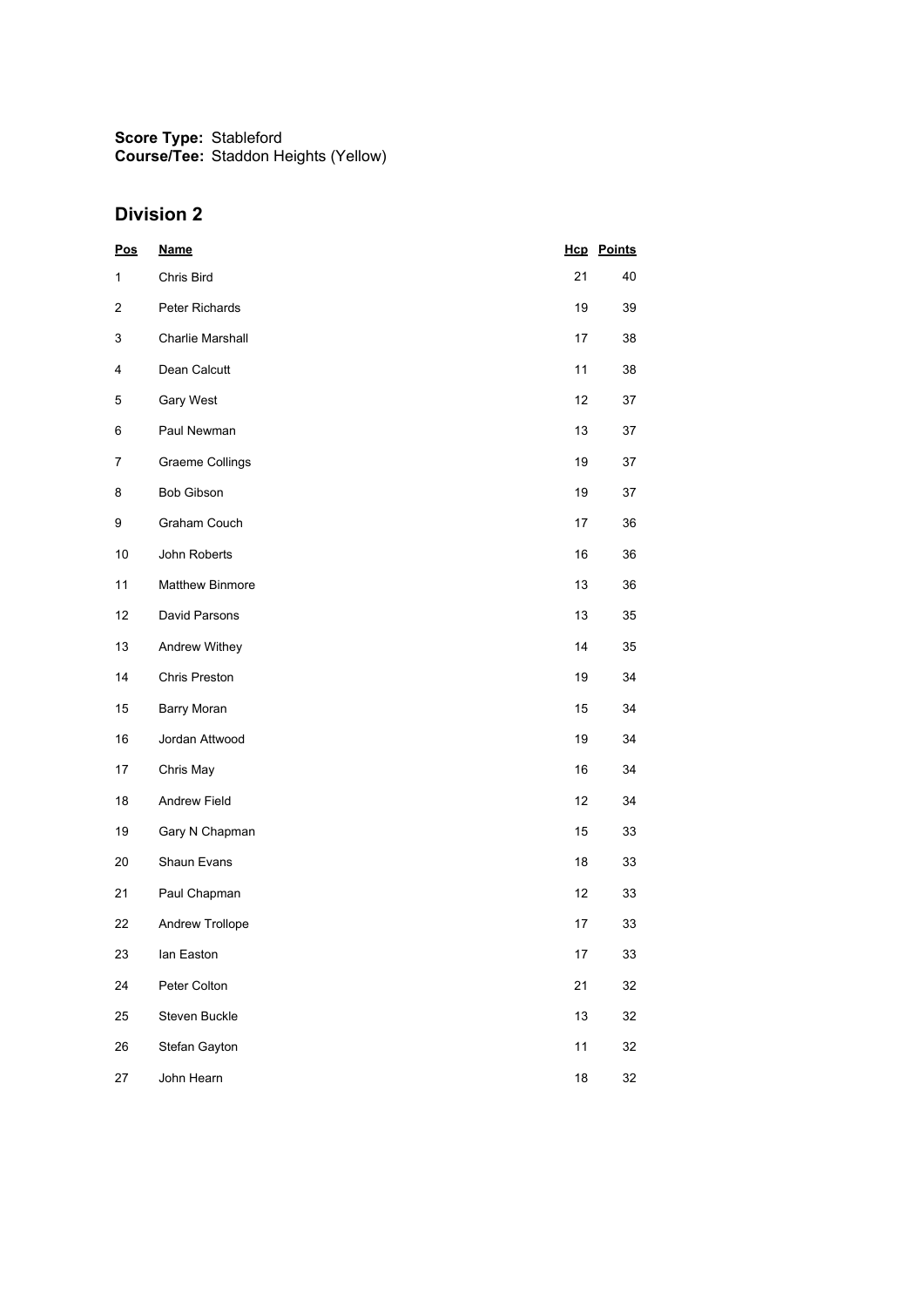**Score Type:** Stableford
**Course/Tee:** Staddon Heights (Yellow)

## Division 2

| Pos | Name | Hcp | Points |
|---|---|---|---|
| 1 | Chris Bird | 21 | 40 |
| 2 | Peter Richards | 19 | 39 |
| 3 | Charlie Marshall | 17 | 38 |
| 4 | Dean Calcutt | 11 | 38 |
| 5 | Gary West | 12 | 37 |
| 6 | Paul Newman | 13 | 37 |
| 7 | Graeme Collings | 19 | 37 |
| 8 | Bob Gibson | 19 | 37 |
| 9 | Graham Couch | 17 | 36 |
| 10 | John Roberts | 16 | 36 |
| 11 | Matthew Binmore | 13 | 36 |
| 12 | David Parsons | 13 | 35 |
| 13 | Andrew Withey | 14 | 35 |
| 14 | Chris Preston | 19 | 34 |
| 15 | Barry Moran | 15 | 34 |
| 16 | Jordan Attwood | 19 | 34 |
| 17 | Chris May | 16 | 34 |
| 18 | Andrew Field | 12 | 34 |
| 19 | Gary N Chapman | 15 | 33 |
| 20 | Shaun Evans | 18 | 33 |
| 21 | Paul Chapman | 12 | 33 |
| 22 | Andrew Trollope | 17 | 33 |
| 23 | Ian Easton | 17 | 33 |
| 24 | Peter Colton | 21 | 32 |
| 25 | Steven Buckle | 13 | 32 |
| 26 | Stefan Gayton | 11 | 32 |
| 27 | John Hearn | 18 | 32 |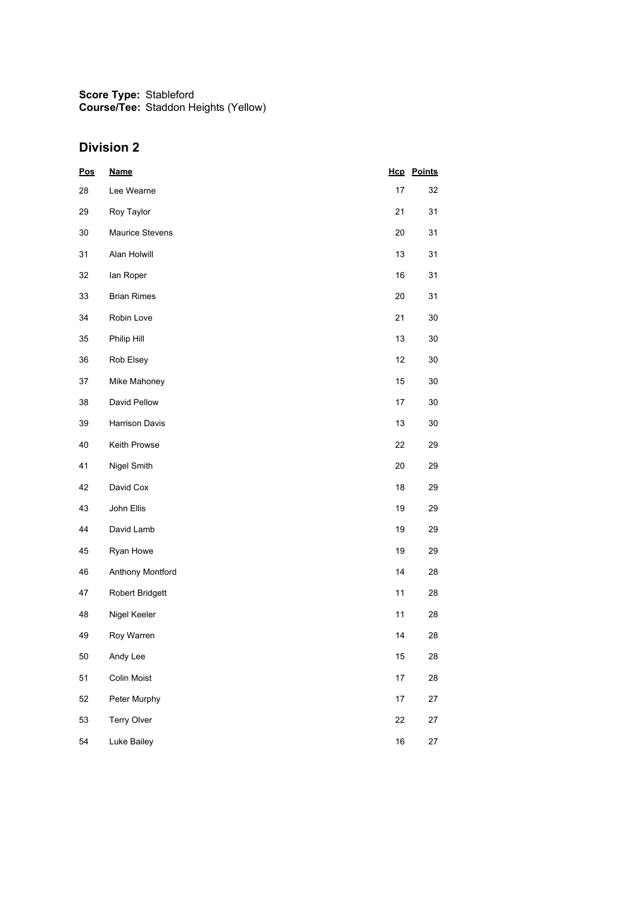**Score Type:** Stableford
**Course/Tee:** Staddon Heights (Yellow)

## Division 2

| Pos | Name | Hcp | Points |
|---|---|---|---|
| 28 | Lee Wearne | 17 | 32 |
| 29 | Roy Taylor | 21 | 31 |
| 30 | Maurice Stevens | 20 | 31 |
| 31 | Alan Holwill | 13 | 31 |
| 32 | Ian Roper | 16 | 31 |
| 33 | Brian Rimes | 20 | 31 |
| 34 | Robin Love | 21 | 30 |
| 35 | Philip Hill | 13 | 30 |
| 36 | Rob Elsey | 12 | 30 |
| 37 | Mike Mahoney | 15 | 30 |
| 38 | David Pellow | 17 | 30 |
| 39 | Harrison Davis | 13 | 30 |
| 40 | Keith Prowse | 22 | 29 |
| 41 | Nigel Smith | 20 | 29 |
| 42 | David Cox | 18 | 29 |
| 43 | John Ellis | 19 | 29 |
| 44 | David Lamb | 19 | 29 |
| 45 | Ryan Howe | 19 | 29 |
| 46 | Anthony Montford | 14 | 28 |
| 47 | Robert Bridgett | 11 | 28 |
| 48 | Nigel Keeler | 11 | 28 |
| 49 | Roy Warren | 14 | 28 |
| 50 | Andy Lee | 15 | 28 |
| 51 | Colin Moist | 17 | 28 |
| 52 | Peter Murphy | 17 | 27 |
| 53 | Terry Olver | 22 | 27 |
| 54 | Luke Bailey | 16 | 27 |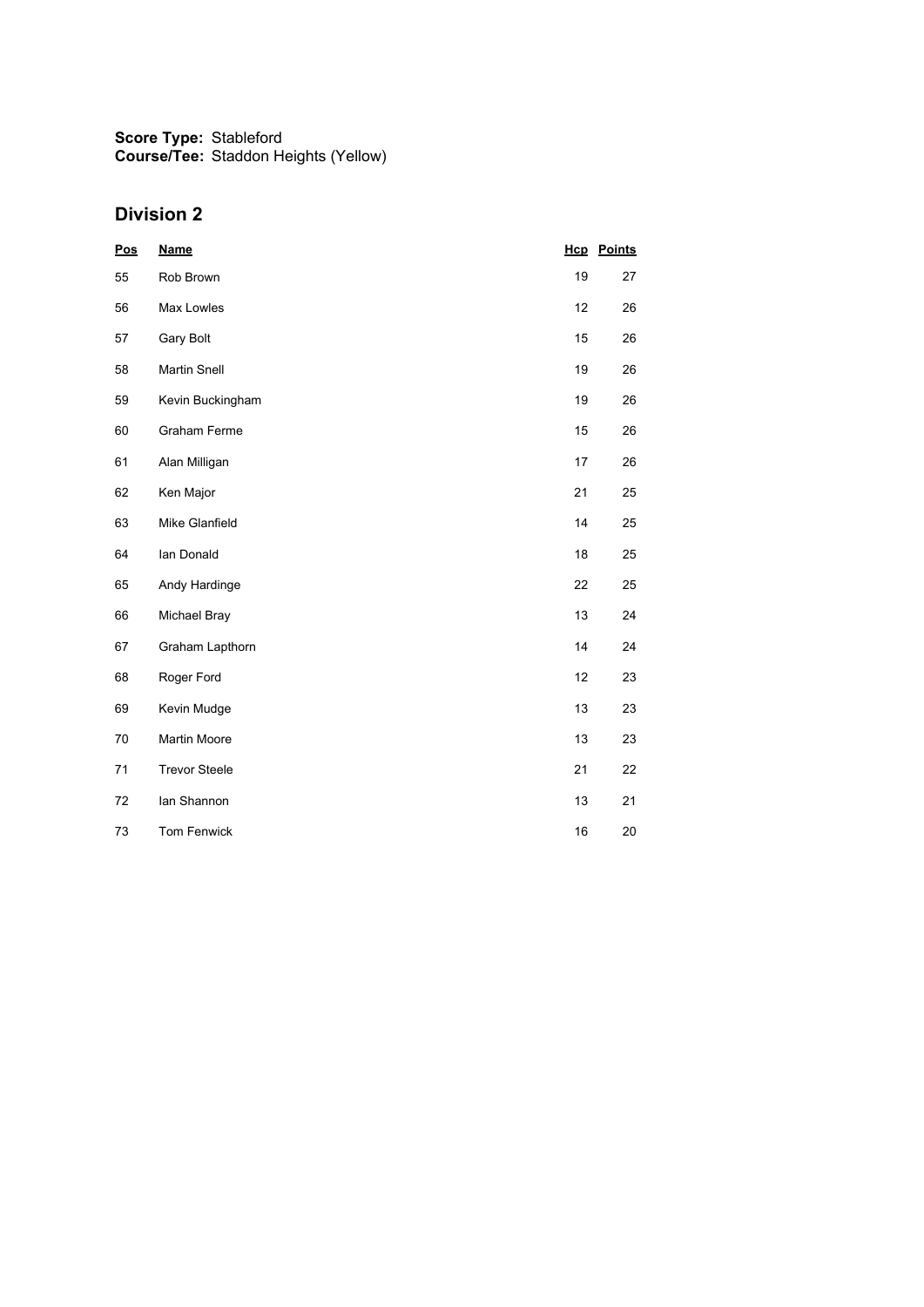**Score Type:** Stableford
**Course/Tee:** Staddon Heights (Yellow)

## Division 2

| Pos | Name | Hcp | Points |
|---|---|---|---|
| 55 | Rob Brown | 19 | 27 |
| 56 | Max Lowles | 12 | 26 |
| 57 | Gary Bolt | 15 | 26 |
| 58 | Martin Snell | 19 | 26 |
| 59 | Kevin Buckingham | 19 | 26 |
| 60 | Graham Ferme | 15 | 26 |
| 61 | Alan Milligan | 17 | 26 |
| 62 | Ken Major | 21 | 25 |
| 63 | Mike Glanfield | 14 | 25 |
| 64 | Ian Donald | 18 | 25 |
| 65 | Andy Hardinge | 22 | 25 |
| 66 | Michael Bray | 13 | 24 |
| 67 | Graham Lapthorn | 14 | 24 |
| 68 | Roger Ford | 12 | 23 |
| 69 | Kevin Mudge | 13 | 23 |
| 70 | Martin Moore | 13 | 23 |
| 71 | Trevor Steele | 21 | 22 |
| 72 | Ian Shannon | 13 | 21 |
| 73 | Tom Fenwick | 16 | 20 |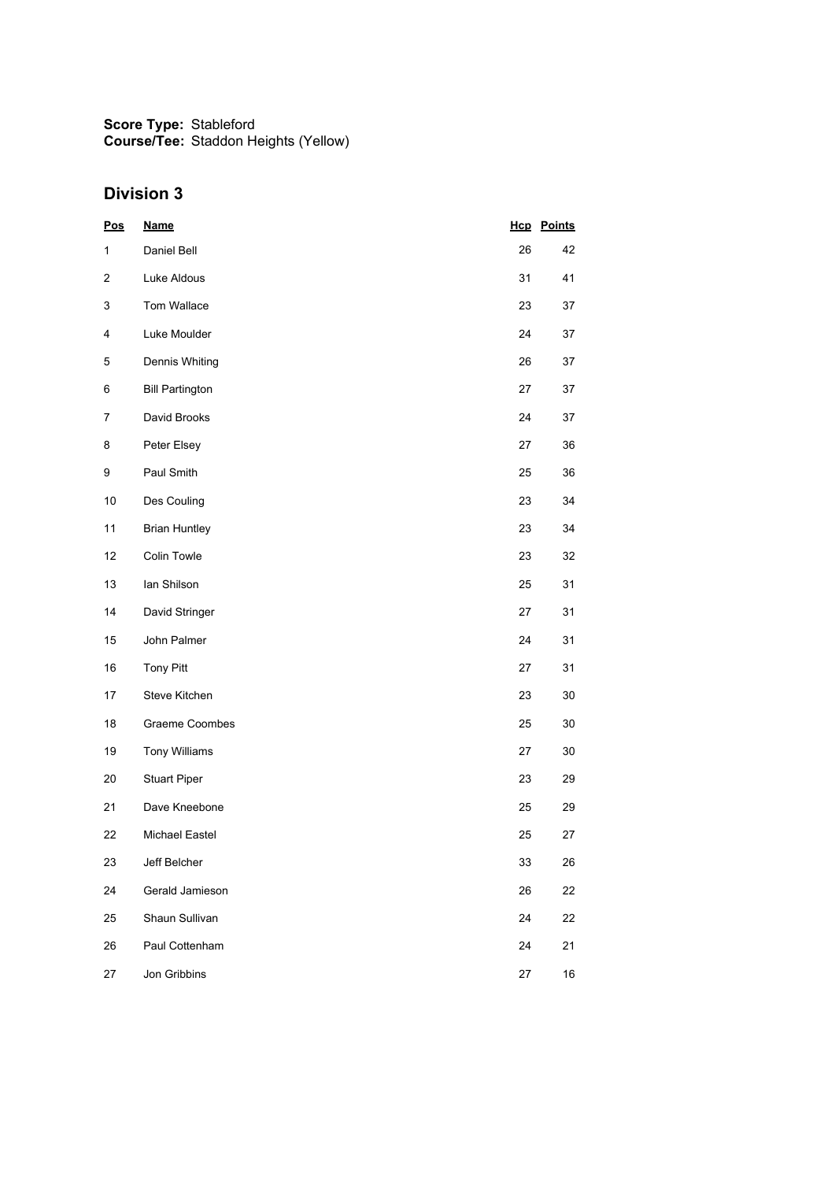**Score Type:** Stableford
**Course/Tee:** Staddon Heights (Yellow)

## Division 3

| Pos | Name | Hcp | Points |
|---|---|---|---|
| 1 | Daniel Bell | 26 | 42 |
| 2 | Luke Aldous | 31 | 41 |
| 3 | Tom Wallace | 23 | 37 |
| 4 | Luke Moulder | 24 | 37 |
| 5 | Dennis Whiting | 26 | 37 |
| 6 | Bill Partington | 27 | 37 |
| 7 | David Brooks | 24 | 37 |
| 8 | Peter Elsey | 27 | 36 |
| 9 | Paul Smith | 25 | 36 |
| 10 | Des Couling | 23 | 34 |
| 11 | Brian Huntley | 23 | 34 |
| 12 | Colin Towle | 23 | 32 |
| 13 | Ian Shilson | 25 | 31 |
| 14 | David Stringer | 27 | 31 |
| 15 | John Palmer | 24 | 31 |
| 16 | Tony Pitt | 27 | 31 |
| 17 | Steve Kitchen | 23 | 30 |
| 18 | Graeme Coombes | 25 | 30 |
| 19 | Tony Williams | 27 | 30 |
| 20 | Stuart Piper | 23 | 29 |
| 21 | Dave Kneebone | 25 | 29 |
| 22 | Michael Eastel | 25 | 27 |
| 23 | Jeff Belcher | 33 | 26 |
| 24 | Gerald Jamieson | 26 | 22 |
| 25 | Shaun Sullivan | 24 | 22 |
| 26 | Paul Cottenham | 24 | 21 |
| 27 | Jon Gribbins | 27 | 16 |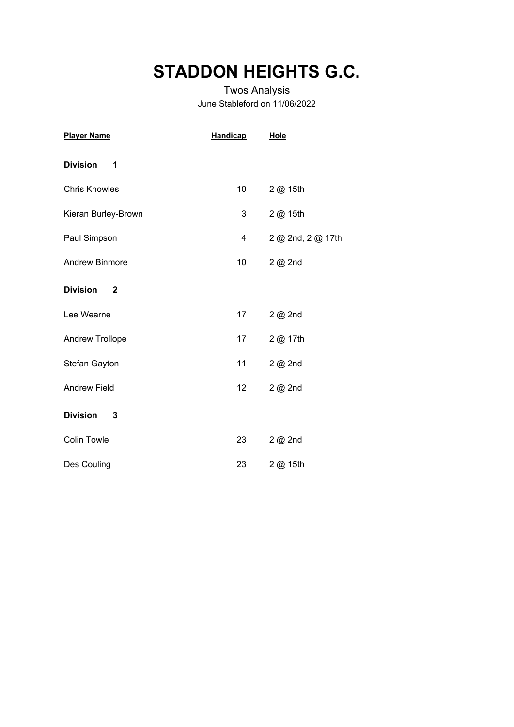# STADDON HEIGHTS G.C.

Twos Analysis

June Stableford on 11/06/2022

| Player Name | Handicap | Hole |
|---|---|---|
| **Division 1** | | |
| Chris Knowles | 10 | 2 @ 15th |
| Kieran Burley-Brown | 3 | 2 @ 15th |
| Paul Simpson | 4 | 2 @ 2nd, 2 @ 17th |
| Andrew Binmore | 10 | 2 @ 2nd |
| **Division 2** | | |
| Lee Wearne | 17 | 2 @ 2nd |
| Andrew Trollope | 17 | 2 @ 17th |
| Stefan Gayton | 11 | 2 @ 2nd |
| Andrew Field | 12 | 2 @ 2nd |
| **Division 3** | | |
| Colin Towle | 23 | 2 @ 2nd |
| Des Couling | 23 | 2 @ 15th |